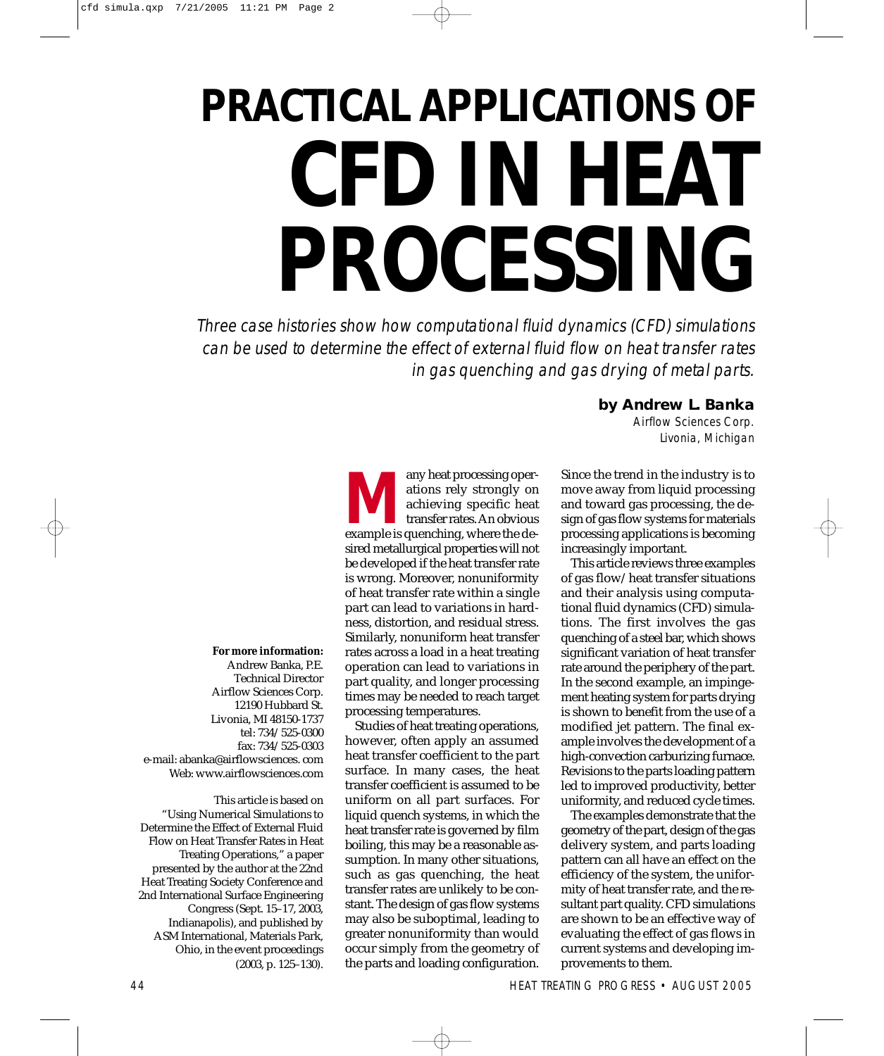# PRACTICAL APPLICATIONS OF CFD IN HEAT PROCESSING

*Three case histories show how computational fluid dynamics (CFD) simulations can be used to determine the effect of external fluid flow on heat transfer rates in gas quenching and gas drying of metal parts.*

**by Andrew L. Banka**
Airflow Sciences Corp.
Livonia, Michigan

Many heat processing operations rely strongly on achieving specific heat transfer rates. An obvious example is quenching, where the desired metallurgical properties will not be developed if the heat transfer rate is wrong. Moreover, nonuniformity of heat transfer rate within a single part can lead to variations in hardness, distortion, and residual stress. Similarly, nonuniform heat transfer rates across a load in a heat treating operation can lead to variations in part quality, and longer processing times may be needed to reach target processing temperatures.

Studies of heat treating operations, however, often apply an assumed heat transfer coefficient to the part surface. In many cases, the heat transfer coefficient is assumed to be uniform on all part surfaces. For liquid quench systems, in which the heat transfer rate is governed by film boiling, this may be a reasonable assumption. In many other situations, such as gas quenching, the heat transfer rates are unlikely to be constant. The design of gas flow systems may also be suboptimal, leading to greater nonuniformity than would occur simply from the geometry of the parts and loading configuration. Since the trend in the industry is to move away from liquid processing and toward gas processing, the design of gas flow systems for materials processing applications is becoming increasingly important.

This article reviews three examples of gas flow/heat transfer situations and their analysis using computational fluid dynamics (CFD) simulations. The first involves the gas quenching of a steel bar, which shows significant variation of heat transfer rate around the periphery of the part. In the second example, an impingement heating system for parts drying is shown to benefit from the use of a modified jet pattern. The final example involves the development of a high-convection carburizing furnace. Revisions to the parts loading pattern led to improved productivity, better uniformity, and reduced cycle times.

The examples demonstrate that the geometry of the part, design of the gas delivery system, and parts loading pattern can all have an effect on the efficiency of the system, the uniformity of heat transfer rate, and the resultant part quality. CFD simulations are shown to be an effective way of evaluating the effect of gas flows in current systems and developing improvements to them.

**For more information:**
Andrew Banka, P.E.
Technical Director
Airflow Sciences Corp.
12190 Hubbard St.
Livonia, MI 48150-1737
tel: 734/525-0300
fax: 734/525-0303
e-mail: abanka@airflowsciences.com
Web: www.airflowsciences.com

This article is based on "Using Numerical Simulations to Determine the Effect of External Fluid Flow on Heat Transfer Rates in Heat Treating Operations," a paper presented by the author at the 22nd Heat Treating Society Conference and 2nd International Surface Engineering Congress (Sept. 15–17, 2003, Indianapolis), and published by ASM International, Materials Park, Ohio, in the event proceedings (2003, p. 125–130).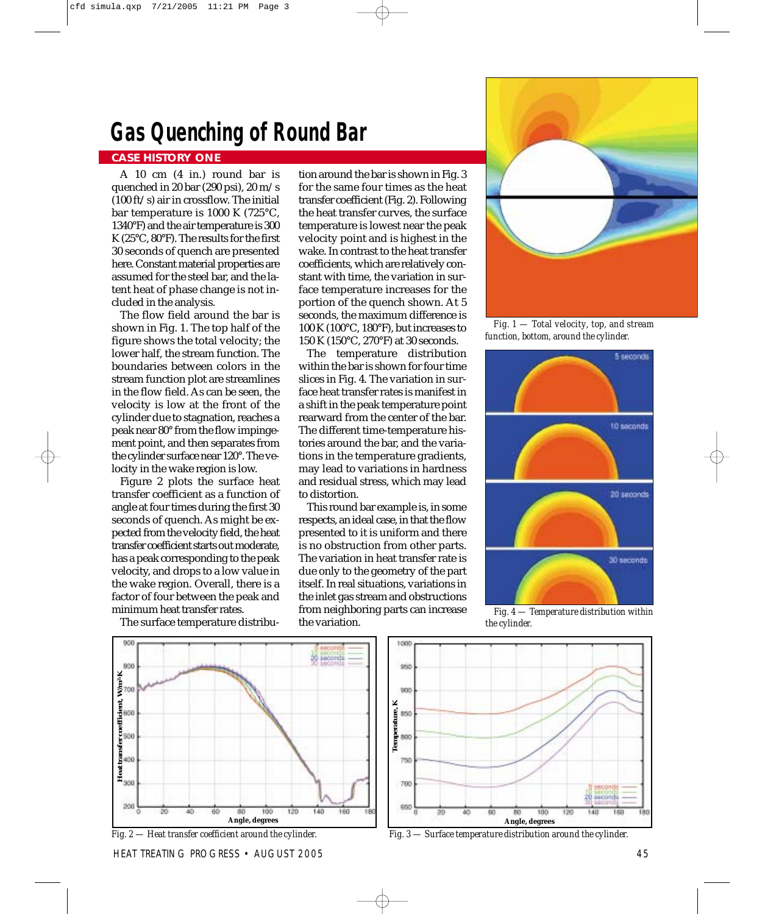# Gas Quenching of Round Bar

## CASE HISTORY ONE

A 10 cm (4 in.) round bar is quenched in 20 bar (290 psi), 20 m/s (100 ft/s) air in crossflow. The initial bar temperature is 1000 K (725°C, 1340°F) and the air temperature is 300 K (25°C, 80°F). The results for the first 30 seconds of quench are presented here. Constant material properties are assumed for the steel bar, and the latent heat of phase change is not included in the analysis.

The flow field around the bar is shown in Fig. 1. The top half of the figure shows the total velocity; the lower half, the stream function. The boundaries between colors in the stream function plot are streamlines in the flow field. As can be seen, the velocity is low at the front of the cylinder due to stagnation, reaches a peak near 80° from the flow impingement point, and then separates from the cylinder surface near 120°. The velocity in the wake region is low.

Figure 2 plots the surface heat transfer coefficient as a function of angle at four times during the first 30 seconds of quench. As might be expected from the velocity field, the heat transfer coefficient starts out moderate, has a peak corresponding to the peak velocity, and drops to a low value in the wake region. Overall, there is a factor of four between the peak and minimum heat transfer rates.

The surface temperature distribution around the bar is shown in Fig. 3 for the same four times as the heat transfer coefficient (Fig. 2). Following the heat transfer curves, the surface temperature is lowest near the peak velocity point and is highest in the wake. In contrast to the heat transfer coefficients, which are relatively constant with time, the variation in surface temperature increases for the portion of the quench shown. At 5 seconds, the maximum difference is 100 K (100°C, 180°F), but increases to 150 K (150°C, 270°F) at 30 seconds.

The temperature distribution within the bar is shown for four time slices in Fig. 4. The variation in surface heat transfer rates is manifest in a shift in the peak temperature point rearward from the center of the bar. The different time-temperature histories around the bar, and the variations in the temperature gradients, may lead to variations in hardness and residual stress, which may lead to distortion.

This round bar example is, in some respects, an ideal case, in that the flow presented to it is uniform and there is no obstruction from other parts. The variation in heat transfer rate is due only to the geometry of the part itself. In real situations, variations in the inlet gas stream and obstructions from neighboring parts can increase the variation.

*Fig. 1 — Total velocity, top, and stream function, bottom, around the cylinder.*

*Fig. 4 — Temperature distribution within the cylinder.*

*Fig. 2 — Heat transfer coefficient around the cylinder.*

*Fig. 3 — Surface temperature distribution around the cylinder.*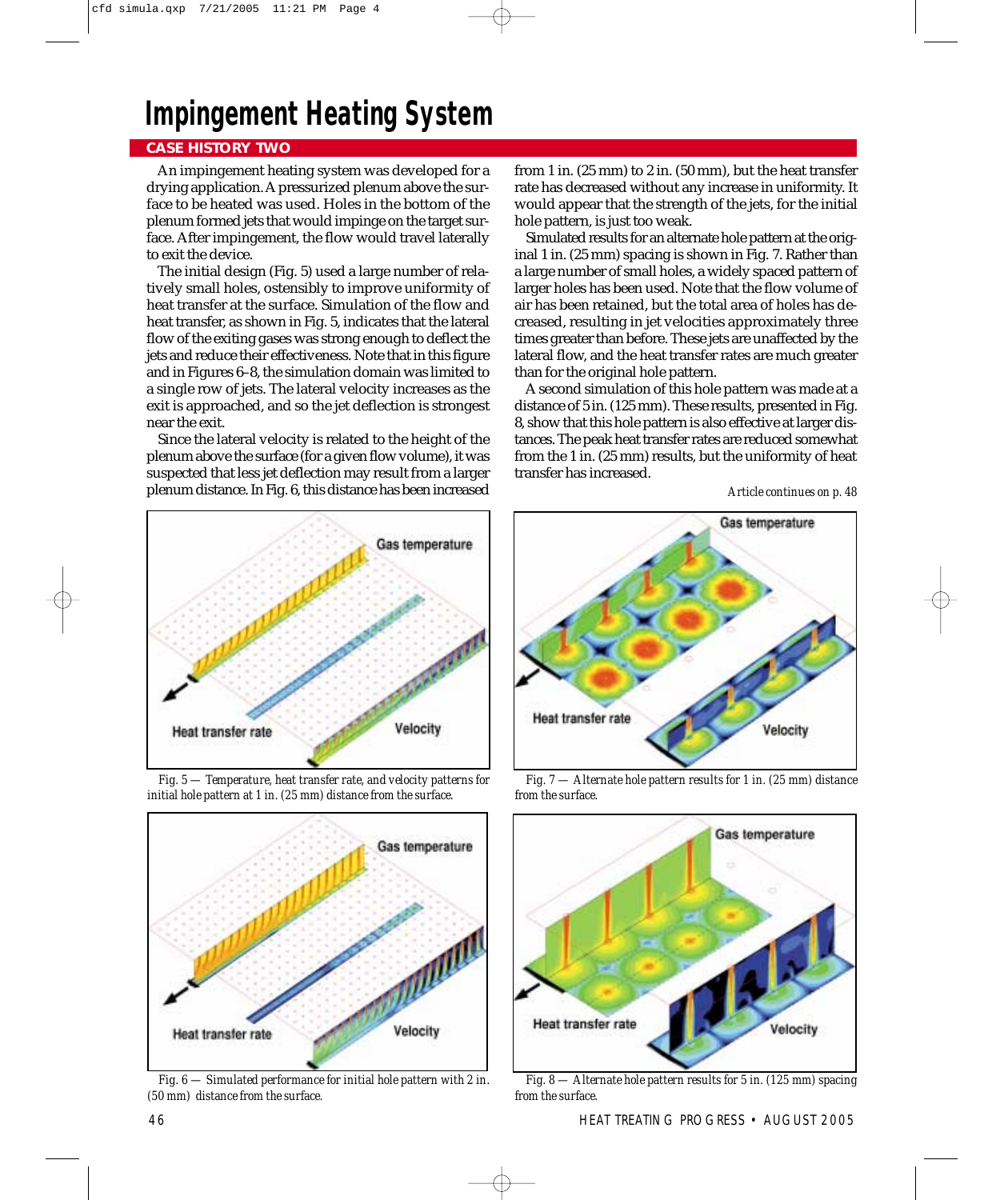# Impingement Heating System

## CASE HISTORY TWO

An impingement heating system was developed for a drying application. A pressurized plenum above the surface to be heated was used. Holes in the bottom of the plenum formed jets that would impinge on the target surface. After impingement, the flow would travel laterally to exit the device.

The initial design (Fig. 5) used a large number of relatively small holes, ostensibly to improve uniformity of heat transfer at the surface. Simulation of the flow and heat transfer, as shown in Fig. 5, indicates that the lateral flow of the exiting gases was strong enough to deflect the jets and reduce their effectiveness. Note that in this figure and in Figures 6–8, the simulation domain was limited to a single row of jets. The lateral velocity increases as the exit is approached, and so the jet deflection is strongest near the exit.

Since the lateral velocity is related to the height of the plenum above the surface (for a given flow volume), it was suspected that less jet deflection may result from a larger plenum distance. In Fig. 6, this distance has been increased from 1 in. (25 mm) to 2 in. (50 mm), but the heat transfer rate has decreased without any increase in uniformity. It would appear that the strength of the jets, for the initial hole pattern, is just too weak.

Simulated results for an alternate hole pattern at the original 1 in. (25 mm) spacing is shown in Fig. 7. Rather than a large number of small holes, a widely spaced pattern of larger holes has been used. Note that the flow volume of air has been retained, but the total area of holes has decreased, resulting in jet velocities approximately three times greater than before. These jets are unaffected by the lateral flow, and the heat transfer rates are much greater than for the original hole pattern.

A second simulation of this hole pattern was made at a distance of 5 in. (125 mm). These results, presented in Fig. 8, show that this hole pattern is also effective at larger distances. The peak heat transfer rates are reduced somewhat from the 1 in. (25 mm) results, but the uniformity of heat transfer has increased.

*Article continues on p. 48*

*Fig. 5 — Temperature, heat transfer rate, and velocity patterns for initial hole pattern at 1 in. (25 mm) distance from the surface.*

*Fig. 6 — Simulated performance for initial hole pattern with 2 in. (50 mm) distance from the surface.*

*Fig. 7 — Alternate hole pattern results for 1 in. (25 mm) distance from the surface.*

*Fig. 8 — Alternate hole pattern results for 5 in. (125 mm) spacing from the surface.*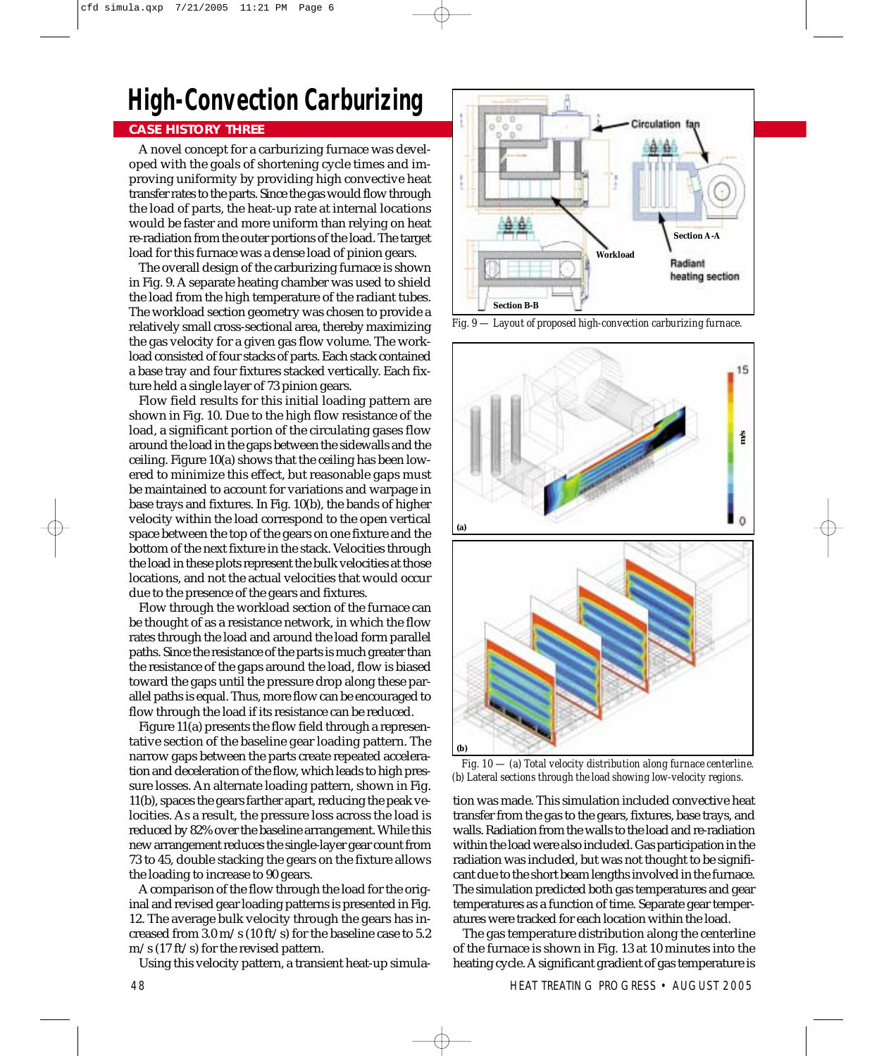# High-Convection Carburizing

## CASE HISTORY THREE

A novel concept for a carburizing furnace was developed with the goals of shortening cycle times and improving uniformity by providing high convective heat transfer rates to the parts. Since the gas would flow through the load of parts, the heat-up rate at internal locations would be faster and more uniform than relying on heat re-radiation from the outer portions of the load. The target load for this furnace was a dense load of pinion gears.

The overall design of the carburizing furnace is shown in Fig. 9. A separate heating chamber was used to shield the load from the high temperature of the radiant tubes. The workload section geometry was chosen to provide a relatively small cross-sectional area, thereby maximizing the gas velocity for a given gas flow volume. The workload consisted of four stacks of parts. Each stack contained a base tray and four fixtures stacked vertically. Each fixture held a single layer of 73 pinion gears.

Flow field results for this initial loading pattern are shown in Fig. 10. Due to the high flow resistance of the load, a significant portion of the circulating gases flow around the load in the gaps between the sidewalls and the ceiling. Figure 10(a) shows that the ceiling has been lowered to minimize this effect, but reasonable gaps must be maintained to account for variations and warpage in base trays and fixtures. In Fig. 10(b), the bands of higher velocity within the load correspond to the open vertical space between the top of the gears on one fixture and the bottom of the next fixture in the stack. Velocities through the load in these plots represent the bulk velocities at those locations, and not the actual velocities that would occur due to the presence of the gears and fixtures.

Flow through the workload section of the furnace can be thought of as a resistance network, in which the flow rates through the load and around the load form parallel paths. Since the resistance of the parts is much greater than the resistance of the gaps around the load, flow is biased toward the gaps until the pressure drop along these parallel paths is equal. Thus, more flow can be encouraged to flow through the load if its resistance can be reduced.

Figure 11(a) presents the flow field through a representative section of the baseline gear loading pattern. The narrow gaps between the parts create repeated acceleration and deceleration of the flow, which leads to high pressure losses. An alternate loading pattern, shown in Fig. 11(b), spaces the gears farther apart, reducing the peak velocities. As a result, the pressure loss across the load is reduced by 82% over the baseline arrangement. While this new arrangement reduces the single-layer gear count from 73 to 45, double stacking the gears on the fixture allows the loading to increase to 90 gears.

A comparison of the flow through the load for the original and revised gear loading patterns is presented in Fig. 12. The average bulk velocity through the gears has increased from 3.0 m/s (10 ft/s) for the baseline case to 5.2 m/s (17 ft/s) for the revised pattern.

Using this velocity pattern, a transient heat-up simulation was made. This simulation included convective heat transfer from the gas to the gears, fixtures, base trays, and walls. Radiation from the walls to the load and re-radiation within the load were also included. Gas participation in the radiation was included, but was not thought to be significant due to the short beam lengths involved in the furnace. The simulation predicted both gas temperatures and gear temperatures as a function of time. Separate gear temperatures were tracked for each location within the load.

The gas temperature distribution along the centerline of the furnace is shown in Fig. 13 at 10 minutes into the heating cycle. A significant gradient of gas temperature is

*Fig. 9 — Layout of proposed high-convection carburizing furnace.*

*Fig. 10 — (a) Total velocity distribution along furnace centerline. (b) Lateral sections through the load showing low-velocity regions.*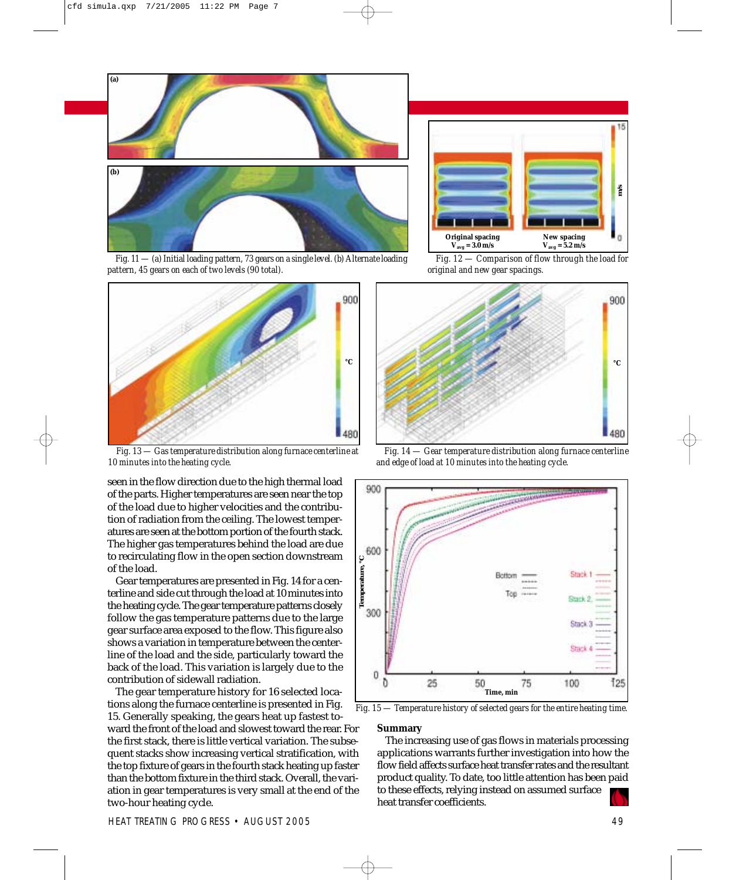(a)

(b)

Fig. 11 — (a) Initial loading pattern, 73 gears on a single level. (b) Alternate loading pattern, 45 gears on each of two levels (90 total).

15

m/s

0

Original spacing
$V_{avg}$ = 3.0 m/s

New spacing
$V_{avg}$ = 5.2 m/s

Fig. 12 — Comparison of flow through the load for original and new gear spacings.

900

°C

480

Fig. 13 — Gas temperature distribution along furnace centerline at 10 minutes into the heating cycle.

900

°C

480

Fig. 14 — Gear temperature distribution along furnace centerline and edge of load at 10 minutes into the heating cycle.

seen in the flow direction due to the high thermal load of the parts. Higher temperatures are seen near the top of the load due to higher velocities and the contribution of radiation from the ceiling. The lowest temperatures are seen at the bottom portion of the fourth stack. The higher gas temperatures behind the load are due to recirculating flow in the open section downstream of the load.

Gear temperatures are presented in Fig. 14 for a centerline and side cut through the load at 10 minutes into the heating cycle. The gear temperature patterns closely follow the gas temperature patterns due to the large gear surface area exposed to the flow. This figure also shows a variation in temperature between the centerline of the load and the side, particularly toward the back of the load. This variation is largely due to the contribution of sidewall radiation.

The gear temperature history for 16 selected locations along the furnace centerline is presented in Fig. 15. Generally speaking, the gears heat up fastest toward the front of the load and slowest toward the rear. For the first stack, there is little vertical variation. The subsequent stacks show increasing vertical stratification, with the top fixture of gears in the fourth stack heating up faster than the bottom fixture in the third stack. Overall, the variation in gear temperatures is very small at the end of the two-hour heating cycle.

Temperature, °C

900
600
300
0

0
25
50
75
100
125

Time, min

Bottom
Top

Stack 1
Stack 2
Stack 3
Stack 4

Fig. 15 — Temperature history of selected gears for the entire heating time.

## Summary

The increasing use of gas flows in materials processing applications warrants further investigation into how the flow field affects surface heat transfer rates and the resultant product quality. To date, too little attention has been paid to these effects, relying instead on assumed surface heat transfer coefficients.